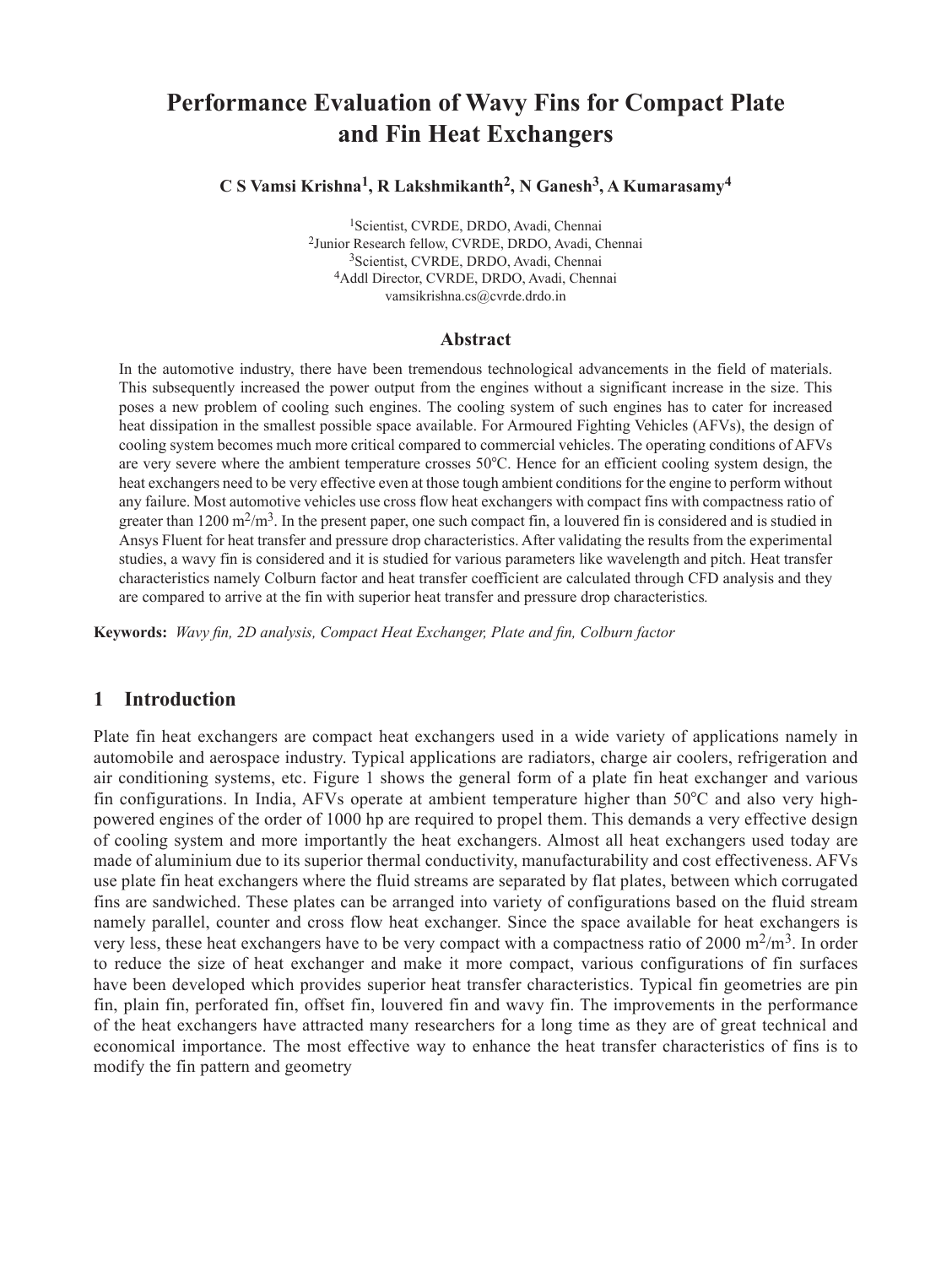# Performance Evaluation of Wavy Fins for Compact Plate and Fin Heat Exchangers

**C S Vamsi Krishna[1], R Lakshmikanth[2], N Ganesh[3], A Kumarasamy[4]**

[1]Scientist, CVRDE, DRDO, Avadi, Chennai
[2]Junior Research fellow, CVRDE, DRDO, Avadi, Chennai
[3]Scientist, CVRDE, DRDO, Avadi, Chennai
[4]Addl Director, CVRDE, DRDO, Avadi, Chennai
vamsikrishna.cs@cvrde.drdo.in

## Abstract

In the automotive industry, there have been tremendous technological advancements in the field of materials. This subsequently increased the power output from the engines without a significant increase in the size. This poses a new problem of cooling such engines. The cooling system of such engines has to cater for increased heat dissipation in the smallest possible space available. For Armoured Fighting Vehicles (AFVs), the design of cooling system becomes much more critical compared to commercial vehicles. The operating conditions of AFVs are very severe where the ambient temperature crosses 50°C. Hence for an efficient cooling system design, the heat exchangers need to be very effective even at those tough ambient conditions for the engine to perform without any failure. Most automotive vehicles use cross flow heat exchangers with compact fins with compactness ratio of greater than 1200 $m^2/m^3$. In the present paper, one such compact fin, a louvered fin is considered and is studied in Ansys Fluent for heat transfer and pressure drop characteristics. After validating the results from the experimental studies, a wavy fin is considered and it is studied for various parameters like wavelength and pitch. Heat transfer characteristics namely Colburn factor and heat transfer coefficient are calculated through CFD analysis and they are compared to arrive at the fin with superior heat transfer and pressure drop characteristics.

**Keywords:** *Wavy fin, 2D analysis, Compact Heat Exchanger, Plate and fin, Colburn factor*

## 1 Introduction

Plate fin heat exchangers are compact heat exchangers used in a wide variety of applications namely in automobile and aerospace industry. Typical applications are radiators, charge air coolers, refrigeration and air conditioning systems, etc. Figure 1 shows the general form of a plate fin heat exchanger and various fin configurations. In India, AFVs operate at ambient temperature higher than 50°C and also very high-powered engines of the order of 1000 hp are required to propel them. This demands a very effective design of cooling system and more importantly the heat exchangers. Almost all heat exchangers used today are made of aluminium due to its superior thermal conductivity, manufacturability and cost effectiveness. AFVs use plate fin heat exchangers where the fluid streams are separated by flat plates, between which corrugated fins are sandwiched. These plates can be arranged into variety of configurations based on the fluid stream namely parallel, counter and cross flow heat exchanger. Since the space available for heat exchangers is very less, these heat exchangers have to be very compact with a compactness ratio of 2000 $m^2/m^3$. In order to reduce the size of heat exchanger and make it more compact, various configurations of fin surfaces have been developed which provides superior heat transfer characteristics. Typical fin geometries are pin fin, plain fin, perforated fin, offset fin, louvered fin and wavy fin. The improvements in the performance of the heat exchangers have attracted many researchers for a long time as they are of great technical and economical importance. The most effective way to enhance the heat transfer characteristics of fins is to modify the fin pattern and geometry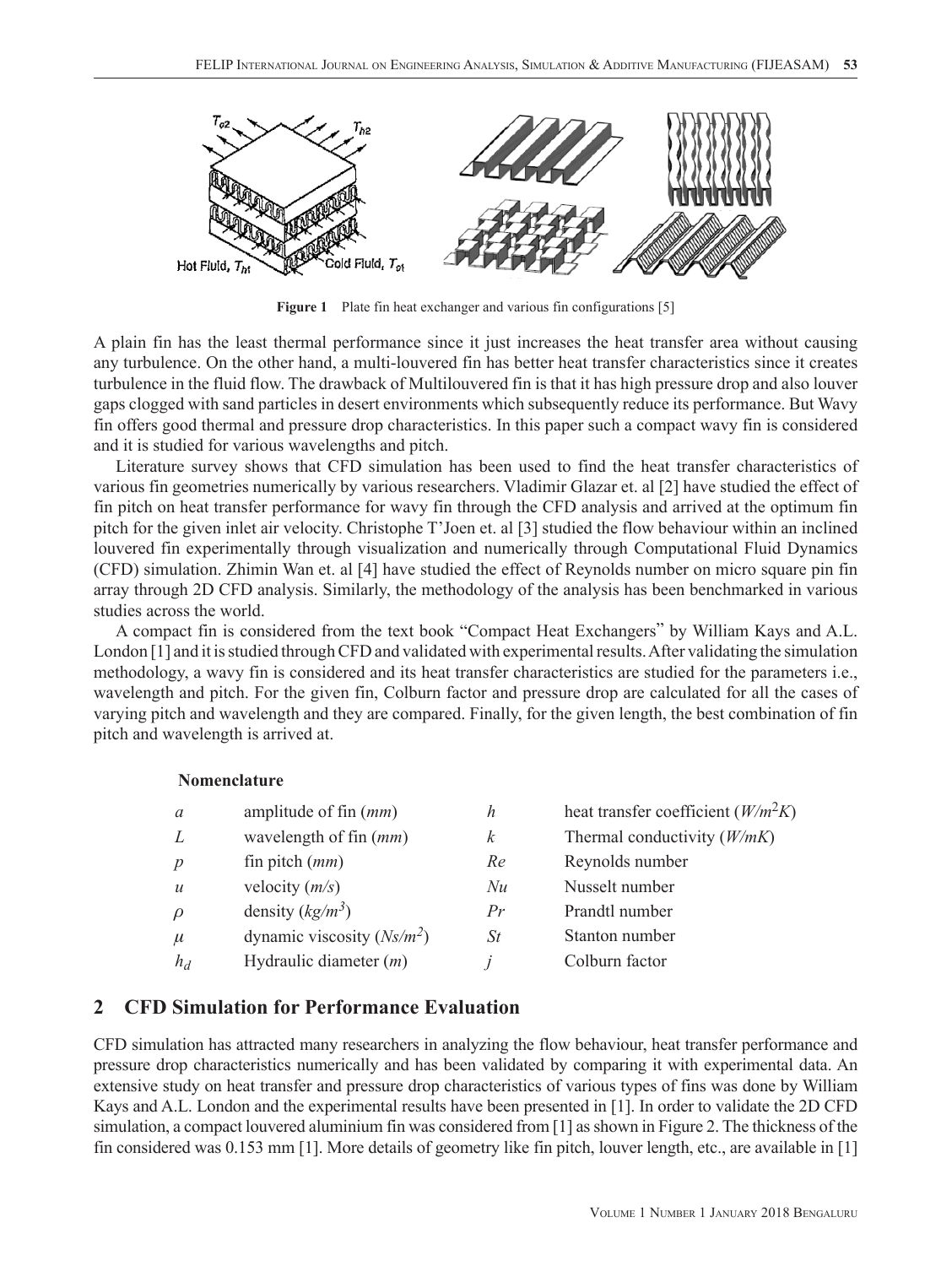Figure 1 Plate fin heat exchanger and various fin configurations [5]

A plain fin has the least thermal performance since it just increases the heat transfer area without causing any turbulence. On the other hand, a multi-louvered fin has better heat transfer characteristics since it creates turbulence in the fluid flow. The drawback of Multilouvered fin is that it has high pressure drop and also louver gaps clogged with sand particles in desert environments which subsequently reduce its performance. But Wavy fin offers good thermal and pressure drop characteristics. In this paper such a compact wavy fin is considered and it is studied for various wavelengths and pitch.

Literature survey shows that CFD simulation has been used to find the heat transfer characteristics of various fin geometries numerically by various researchers. Vladimir Glazar et. al [2] have studied the effect of fin pitch on heat transfer performance for wavy fin through the CFD analysis and arrived at the optimum fin pitch for the given inlet air velocity. Christophe T'Joen et. al [3] studied the flow behaviour within an inclined louvered fin experimentally through visualization and numerically through Computational Fluid Dynamics (CFD) simulation. Zhimin Wan et. al [4] have studied the effect of Reynolds number on micro square pin fin array through 2D CFD analysis. Similarly, the methodology of the analysis has been benchmarked in various studies across the world.

A compact fin is considered from the text book "Compact Heat Exchangers" by William Kays and A.L. London [1] and it is studied through CFD and validated with experimental results. After validating the simulation methodology, a wavy fin is considered and its heat transfer characteristics are studied for the parameters i.e., wavelength and pitch. For the given fin, Colburn factor and pressure drop are calculated for all the cases of varying pitch and wavelength and they are compared. Finally, for the given length, the best combination of fin pitch and wavelength is arrived at.

**Nomenclature**

| | | | |
|---|---|---|---|
| $a$ | amplitude of fin ($mm$) | $h$ | heat transfer coefficient ($W/m^2K$) |
| $L$ | wavelength of fin ($mm$) | $k$ | Thermal conductivity ($W/mK$) |
| $p$ | fin pitch ($mm$) | $Re$ | Reynolds number |
| $u$ | velocity ($m/s$) | $Nu$ | Nusselt number |
| $\rho$ | density ($kg/m^3$) | $Pr$ | Prandtl number |
| $\mu$ | dynamic viscosity ($Ns/m^2$) | $St$ | Stanton number |
| $h_d$ | Hydraulic diameter ($m$) | $j$ | Colburn factor |

## 2 CFD Simulation for Performance Evaluation

CFD simulation has attracted many researchers in analyzing the flow behaviour, heat transfer performance and pressure drop characteristics numerically and has been validated by comparing it with experimental data. An extensive study on heat transfer and pressure drop characteristics of various types of fins was done by William Kays and A.L. London and the experimental results have been presented in [1]. In order to validate the 2D CFD simulation, a compact louvered aluminium fin was considered from [1] as shown in Figure 2. The thickness of the fin considered was 0.153 mm [1]. More details of geometry like fin pitch, louver length, etc., are available in [1]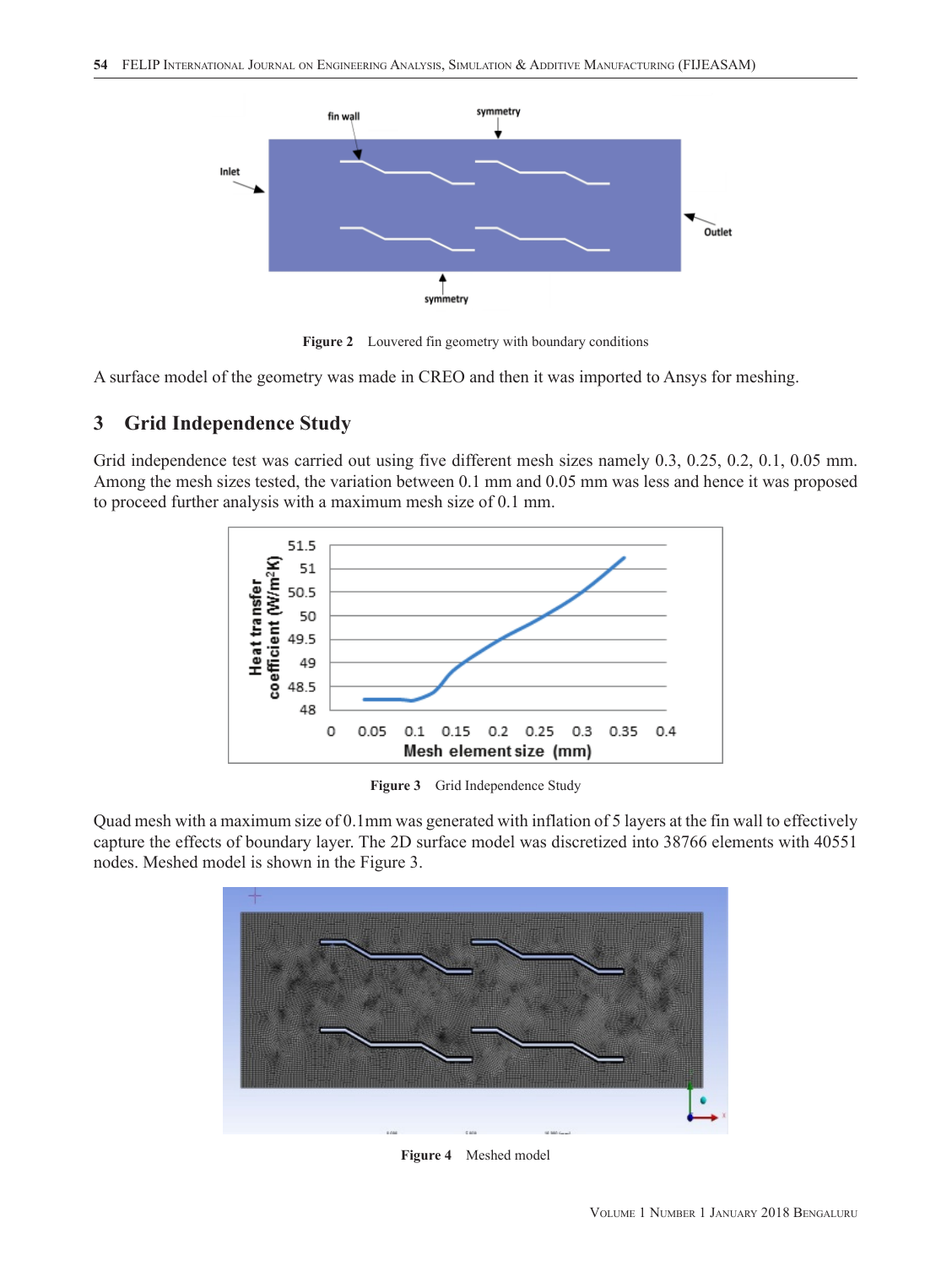Figure 2 Louvered fin geometry with boundary conditions

A surface model of the geometry was made in CREO and then it was imported to Ansys for meshing.

## 3 Grid Independence Study

Grid independence test was carried out using five different mesh sizes namely 0.3, 0.25, 0.2, 0.1, 0.05 mm. Among the mesh sizes tested, the variation between 0.1 mm and 0.05 mm was less and hence it was proposed to proceed further analysis with a maximum mesh size of 0.1 mm.

Figure 3 Grid Independence Study

Quad mesh with a maximum size of 0.1mm was generated with inflation of 5 layers at the fin wall to effectively capture the effects of boundary layer. The 2D surface model was discretized into 38766 elements with 40551 nodes. Meshed model is shown in the Figure 3.

Figure 4 Meshed model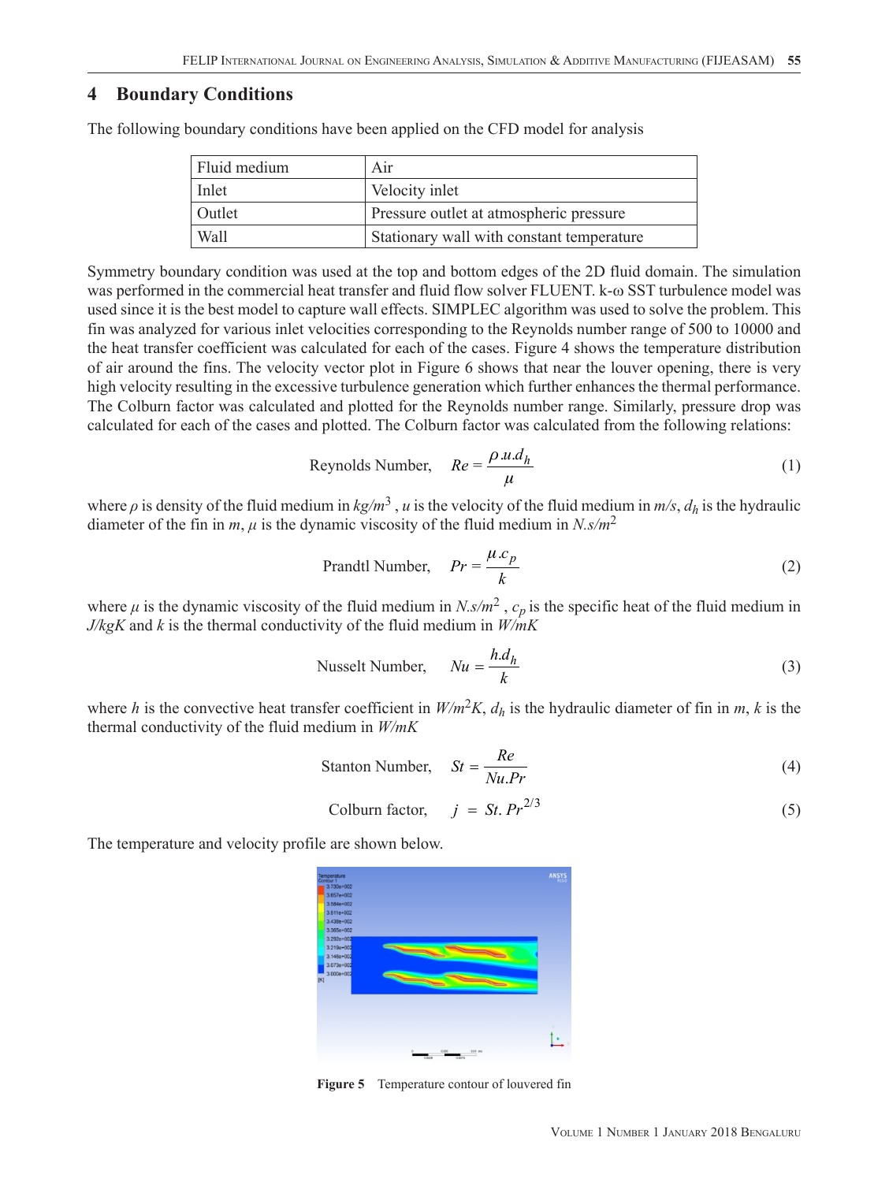## 4 Boundary Conditions

The following boundary conditions have been applied on the CFD model for analysis

| Fluid medium | Air |
|---|---|
| Inlet | Velocity inlet |
| Outlet | Pressure outlet at atmospheric pressure |
| Wall | Stationary wall with constant temperature |

Symmetry boundary condition was used at the top and bottom edges of the 2D fluid domain. The simulation was performed in the commercial heat transfer and fluid flow solver FLUENT. k-ω SST turbulence model was used since it is the best model to capture wall effects. SIMPLEC algorithm was used to solve the problem. This fin was analyzed for various inlet velocities corresponding to the Reynolds number range of 500 to 10000 and the heat transfer coefficient was calculated for each of the cases. Figure 4 shows the temperature distribution of air around the fins. The velocity vector plot in Figure 6 shows that near the louver opening, there is very high velocity resulting in the excessive turbulence generation which further enhances the thermal performance. The Colburn factor was calculated and plotted for the Reynolds number range. Similarly, pressure drop was calculated for each of the cases and plotted. The Colburn factor was calculated from the following relations:

$$\text{Reynolds Number,} \quad Re = \frac{\rho . u . d_h}{\mu} \tag{1}$$

where $\rho$ is density of the fluid medium in $kg/m^3$ , $u$ is the velocity of the fluid medium in $m/s$, $d_h$ is the hydraulic diameter of the fin in $m$, $\mu$ is the dynamic viscosity of the fluid medium in $N.s/m^2$

$$\text{Prandtl Number,} \quad Pr = \frac{\mu . c_p}{k} \tag{2}$$

where $\mu$ is the dynamic viscosity of the fluid medium in $N.s/m^2$ , $c_p$ is the specific heat of the fluid medium in $J/kgK$ and $k$ is the thermal conductivity of the fluid medium in $W/mK$

$$\text{Nusselt Number,} \quad Nu = \frac{h . d_h}{k} \tag{3}$$

where $h$ is the convective heat transfer coefficient in $W/m^2K$, $d_h$ is the hydraulic diameter of fin in $m$, $k$ is the thermal conductivity of the fluid medium in $W/mK$

$$\text{Stanton Number,} \quad St = \frac{Re}{Nu.Pr} \tag{4}$$

$$\text{Colburn factor,} \quad j = St. Pr^{2/3} \tag{5}$$

The temperature and velocity profile are shown below.

**Figure 5** Temperature contour of louvered fin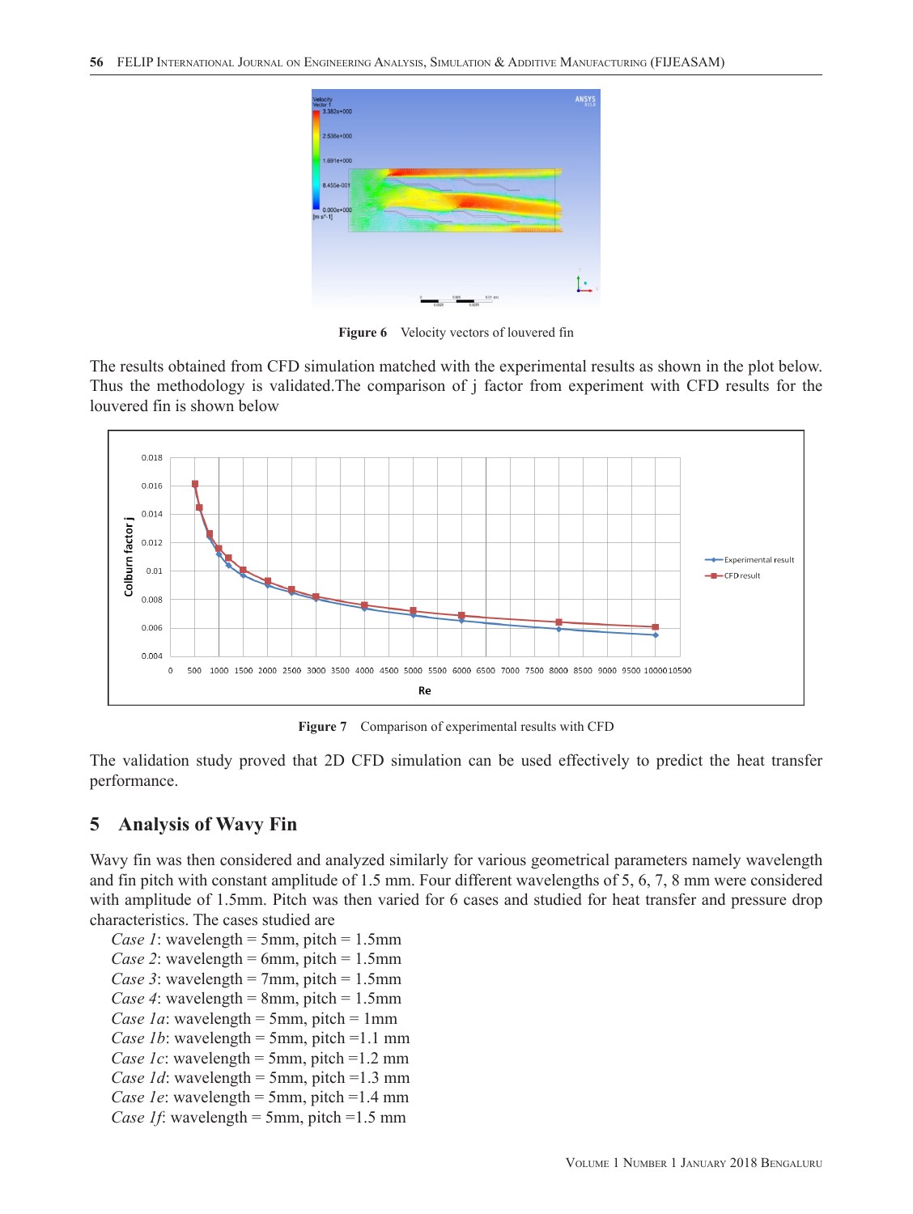Figure 6 Velocity vectors of louvered fin

The results obtained from CFD simulation matched with the experimental results as shown in the plot below. Thus the methodology is validated.The comparison of j factor from experiment with CFD results for the louvered fin is shown below

Figure 7 Comparison of experimental results with CFD

The validation study proved that 2D CFD simulation can be used effectively to predict the heat transfer performance.

## 5 Analysis of Wavy Fin

Wavy fin was then considered and analyzed similarly for various geometrical parameters namely wavelength and fin pitch with constant amplitude of 1.5 mm. Four different wavelengths of 5, 6, 7, 8 mm were considered with amplitude of 1.5mm. Pitch was then varied for 6 cases and studied for heat transfer and pressure drop characteristics. The cases studied are

*Case 1*: wavelength = 5mm, pitch = 1.5mm
*Case 2*: wavelength = 6mm, pitch = 1.5mm
*Case 3*: wavelength = 7mm, pitch = 1.5mm
*Case 4*: wavelength = 8mm, pitch = 1.5mm
*Case 1a*: wavelength = 5mm, pitch = 1mm
*Case 1b*: wavelength = 5mm, pitch =1.1 mm
*Case 1c*: wavelength = 5mm, pitch =1.2 mm
*Case 1d*: wavelength = 5mm, pitch =1.3 mm
*Case 1e*: wavelength = 5mm, pitch =1.4 mm
*Case 1f*: wavelength = 5mm, pitch =1.5 mm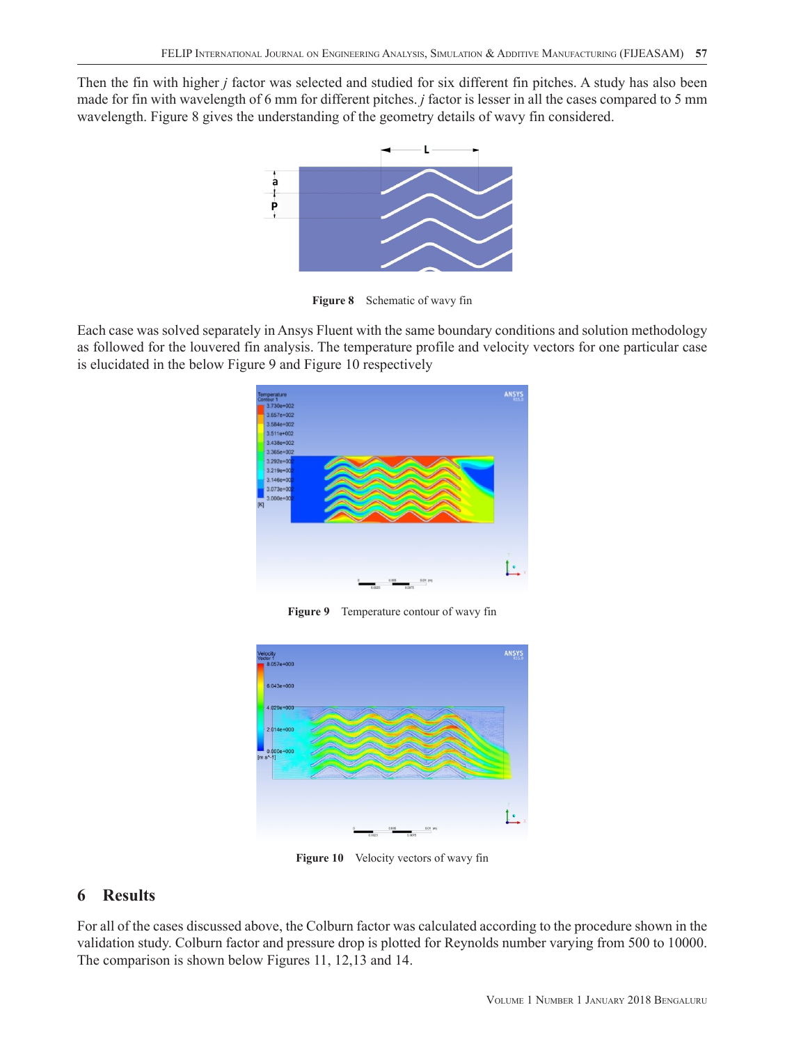Then the fin with higher $j$ factor was selected and studied for six different fin pitches. A study has also been made for fin with wavelength of 6 mm for different pitches. $j$ factor is lesser in all the cases compared to 5 mm wavelength. Figure 8 gives the understanding of the geometry details of wavy fin considered.

**Figure 8** Schematic of wavy fin

Each case was solved separately in Ansys Fluent with the same boundary conditions and solution methodology as followed for the louvered fin analysis. The temperature profile and velocity vectors for one particular case is elucidated in the below Figure 9 and Figure 10 respectively

**Figure 9** Temperature contour of wavy fin

**Figure 10** Velocity vectors of wavy fin

## 6 Results

For all of the cases discussed above, the Colburn factor was calculated according to the procedure shown in the validation study. Colburn factor and pressure drop is plotted for Reynolds number varying from 500 to 10000. The comparison is shown below Figures 11, 12,13 and 14.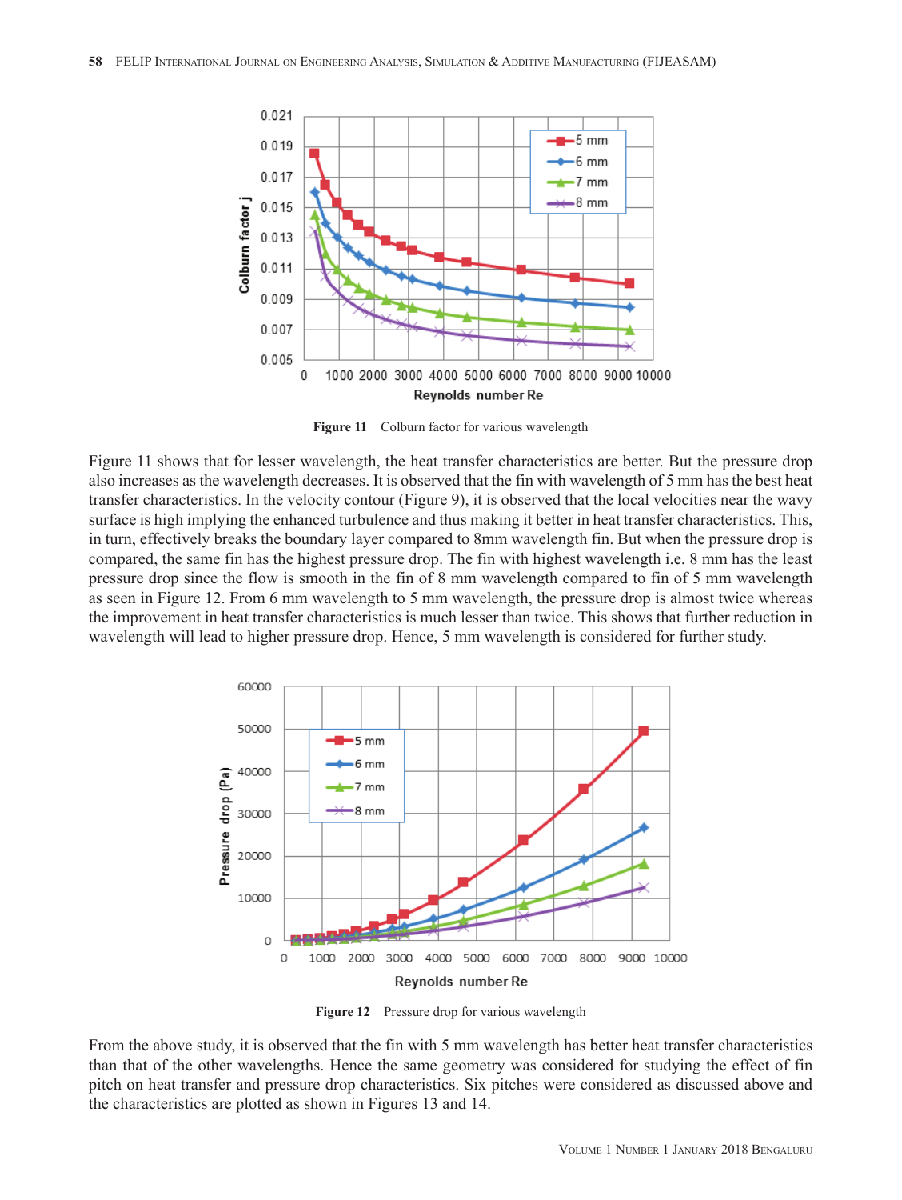Figure 11 Colburn factor for various wavelength

Figure 11 shows that for lesser wavelength, the heat transfer characteristics are better. But the pressure drop also increases as the wavelength decreases. It is observed that the fin with wavelength of 5 mm has the best heat transfer characteristics. In the velocity contour (Figure 9), it is observed that the local velocities near the wavy surface is high implying the enhanced turbulence and thus making it better in heat transfer characteristics. This, in turn, effectively breaks the boundary layer compared to 8mm wavelength fin. But when the pressure drop is compared, the same fin has the highest pressure drop. The fin with highest wavelength i.e. 8 mm has the least pressure drop since the flow is smooth in the fin of 8 mm wavelength compared to fin of 5 mm wavelength as seen in Figure 12. From 6 mm wavelength to 5 mm wavelength, the pressure drop is almost twice whereas the improvement in heat transfer characteristics is much lesser than twice. This shows that further reduction in wavelength will lead to higher pressure drop. Hence, 5 mm wavelength is considered for further study.

Figure 12 Pressure drop for various wavelength

From the above study, it is observed that the fin with 5 mm wavelength has better heat transfer characteristics than that of the other wavelengths. Hence the same geometry was considered for studying the effect of fin pitch on heat transfer and pressure drop characteristics. Six pitches were considered as discussed above and the characteristics are plotted as shown in Figures 13 and 14.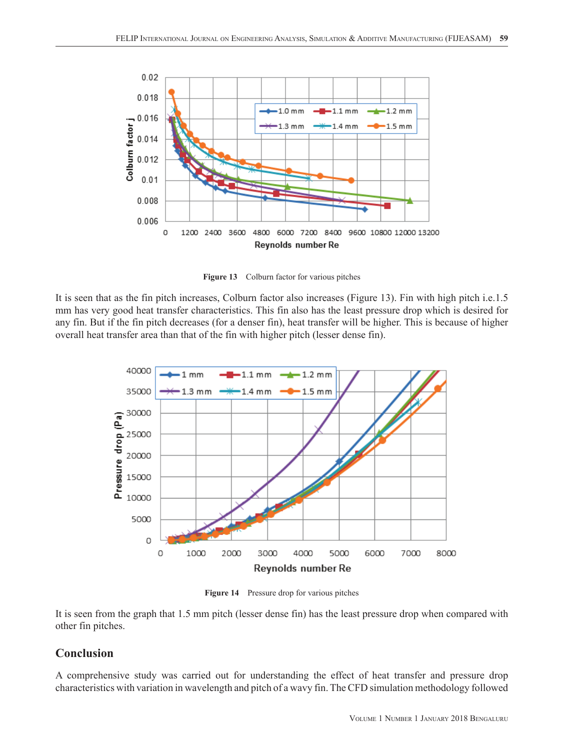Figure 13 Colburn factor for various pitches

It is seen that as the fin pitch increases, Colburn factor also increases (Figure 13). Fin with high pitch i.e.1.5 mm has very good heat transfer characteristics. This fin also has the least pressure drop which is desired for any fin. But if the fin pitch decreases (for a denser fin), heat transfer will be higher. This is because of higher overall heat transfer area than that of the fin with higher pitch (lesser dense fin).

Figure 14 Pressure drop for various pitches

It is seen from the graph that 1.5 mm pitch (lesser dense fin) has the least pressure drop when compared with other fin pitches.

## Conclusion

A comprehensive study was carried out for understanding the effect of heat transfer and pressure drop characteristics with variation in wavelength and pitch of a wavy fin. The CFD simulation methodology followed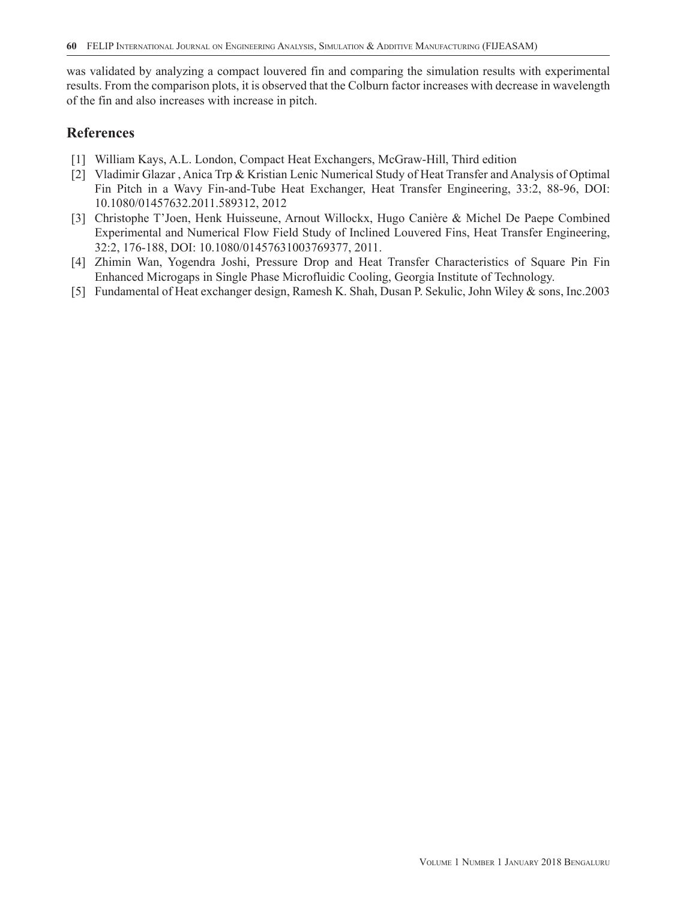was validated by analyzing a compact louvered fin and comparing the simulation results with experimental results. From the comparison plots, it is observed that the Colburn factor increases with decrease in wavelength of the fin and also increases with increase in pitch.

## References

[1] William Kays, A.L. London, Compact Heat Exchangers, McGraw-Hill, Third edition

[2] Vladimir Glazar , Anica Trp & Kristian Lenic Numerical Study of Heat Transfer and Analysis of Optimal Fin Pitch in a Wavy Fin-and-Tube Heat Exchanger, Heat Transfer Engineering, 33:2, 88-96, DOI: 10.1080/01457632.2011.589312, 2012

[3] Christophe T'Joen, Henk Huisseune, Arnout Willockx, Hugo Canière & Michel De Paepe Combined Experimental and Numerical Flow Field Study of Inclined Louvered Fins, Heat Transfer Engineering, 32:2, 176-188, DOI: 10.1080/01457631003769377, 2011.

[4] Zhimin Wan, Yogendra Joshi, Pressure Drop and Heat Transfer Characteristics of Square Pin Fin Enhanced Microgaps in Single Phase Microfluidic Cooling, Georgia Institute of Technology.

[5] Fundamental of Heat exchanger design, Ramesh K. Shah, Dusan P. Sekulic, John Wiley & sons, Inc.2003